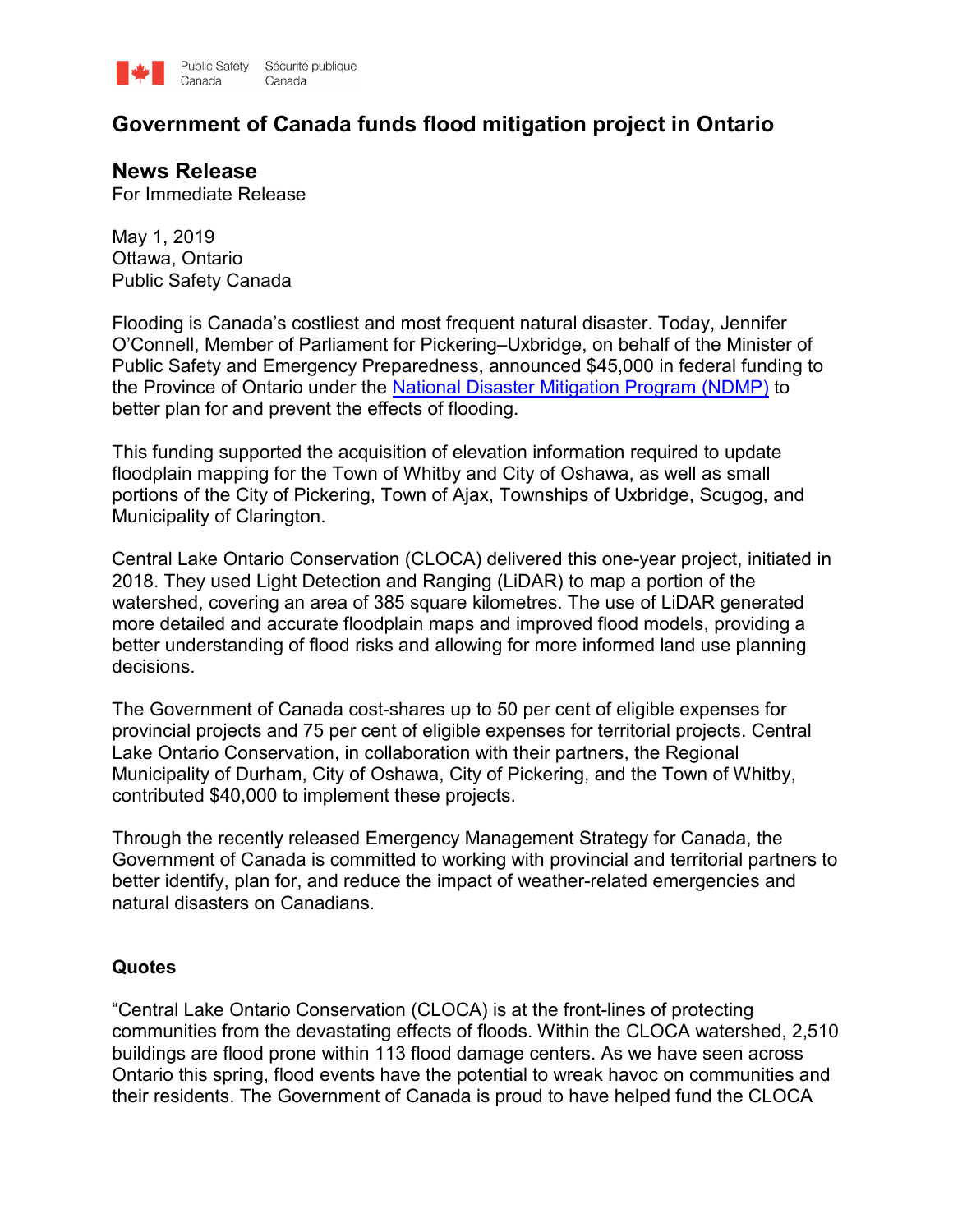Public Safety Canada | Sécurité publique Canada

# Government of Canada funds flood mitigation project in Ontario

## News Release

For Immediate Release

May 1, 2019
Ottawa, Ontario
Public Safety Canada

Flooding is Canada's costliest and most frequent natural disaster. Today, Jennifer O'Connell, Member of Parliament for Pickering–Uxbridge, on behalf of the Minister of Public Safety and Emergency Preparedness, announced $45,000 in federal funding to the Province of Ontario under the [National Disaster Mitigation Program (NDMP)] to better plan for and prevent the effects of flooding.

This funding supported the acquisition of elevation information required to update floodplain mapping for the Town of Whitby and City of Oshawa, as well as small portions of the City of Pickering, Town of Ajax, Townships of Uxbridge, Scugog, and Municipality of Clarington.

Central Lake Ontario Conservation (CLOCA) delivered this one-year project, initiated in 2018. They used Light Detection and Ranging (LiDAR) to map a portion of the watershed, covering an area of 385 square kilometres. The use of LiDAR generated more detailed and accurate floodplain maps and improved flood models, providing a better understanding of flood risks and allowing for more informed land use planning decisions.

The Government of Canada cost-shares up to 50 per cent of eligible expenses for provincial projects and 75 per cent of eligible expenses for territorial projects. Central Lake Ontario Conservation, in collaboration with their partners, the Regional Municipality of Durham, City of Oshawa, City of Pickering, and the Town of Whitby, contributed $40,000 to implement these projects.

Through the recently released Emergency Management Strategy for Canada, the Government of Canada is committed to working with provincial and territorial partners to better identify, plan for, and reduce the impact of weather-related emergencies and natural disasters on Canadians.

### Quotes

"Central Lake Ontario Conservation (CLOCA) is at the front-lines of protecting communities from the devastating effects of floods. Within the CLOCA watershed, 2,510 buildings are flood prone within 113 flood damage centers. As we have seen across Ontario this spring, flood events have the potential to wreak havoc on communities and their residents. The Government of Canada is proud to have helped fund the CLOCA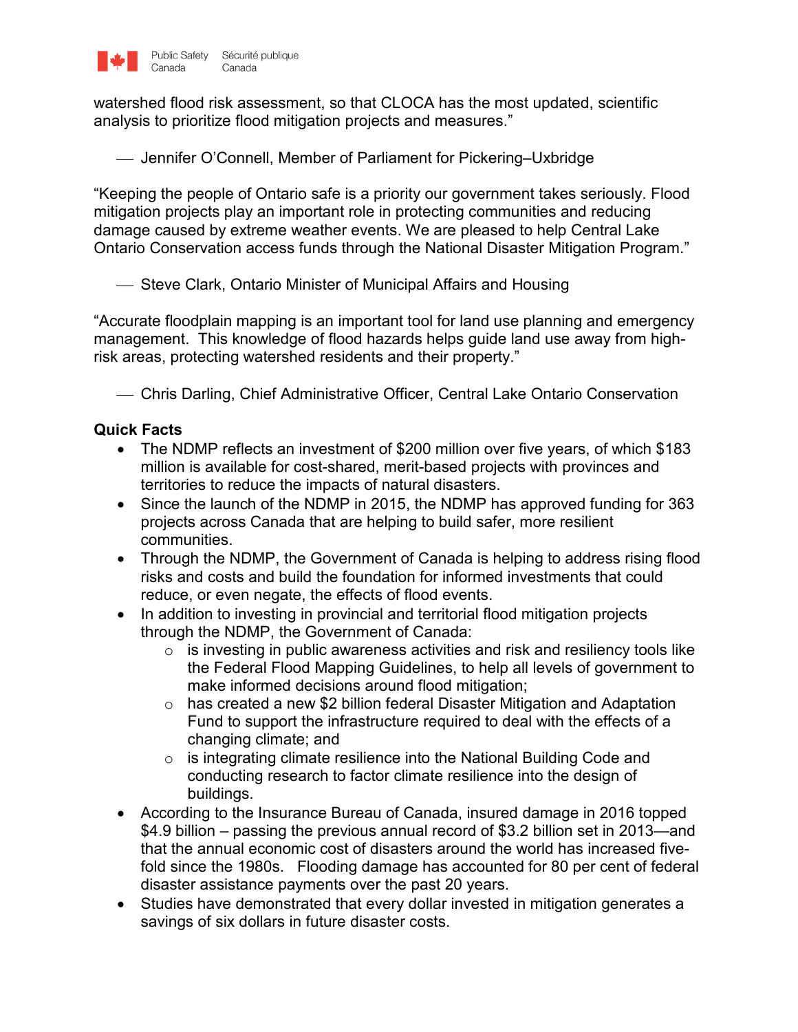watershed flood risk assessment, so that CLOCA has the most updated, scientific analysis to prioritize flood mitigation projects and measures."

— Jennifer O'Connell, Member of Parliament for Pickering–Uxbridge

"Keeping the people of Ontario safe is a priority our government takes seriously. Flood mitigation projects play an important role in protecting communities and reducing damage caused by extreme weather events. We are pleased to help Central Lake Ontario Conservation access funds through the National Disaster Mitigation Program."

— Steve Clark, Ontario Minister of Municipal Affairs and Housing

"Accurate floodplain mapping is an important tool for land use planning and emergency management. This knowledge of flood hazards helps guide land use away from high-risk areas, protecting watershed residents and their property."

— Chris Darling, Chief Administrative Officer, Central Lake Ontario Conservation

**Quick Facts**

- The NDMP reflects an investment of $200 million over five years, of which $183 million is available for cost-shared, merit-based projects with provinces and territories to reduce the impacts of natural disasters.
- Since the launch of the NDMP in 2015, the NDMP has approved funding for 363 projects across Canada that are helping to build safer, more resilient communities.
- Through the NDMP, the Government of Canada is helping to address rising flood risks and costs and build the foundation for informed investments that could reduce, or even negate, the effects of flood events.
- In addition to investing in provincial and territorial flood mitigation projects through the NDMP, the Government of Canada:
  - is investing in public awareness activities and risk and resiliency tools like the Federal Flood Mapping Guidelines, to help all levels of government to make informed decisions around flood mitigation;
  - has created a new $2 billion federal Disaster Mitigation and Adaptation Fund to support the infrastructure required to deal with the effects of a changing climate; and
  - is integrating climate resilience into the National Building Code and conducting research to factor climate resilience into the design of buildings.
- According to the Insurance Bureau of Canada, insured damage in 2016 topped $4.9 billion – passing the previous annual record of $3.2 billion set in 2013—and that the annual economic cost of disasters around the world has increased five-fold since the 1980s. Flooding damage has accounted for 80 per cent of federal disaster assistance payments over the past 20 years.
- Studies have demonstrated that every dollar invested in mitigation generates a savings of six dollars in future disaster costs.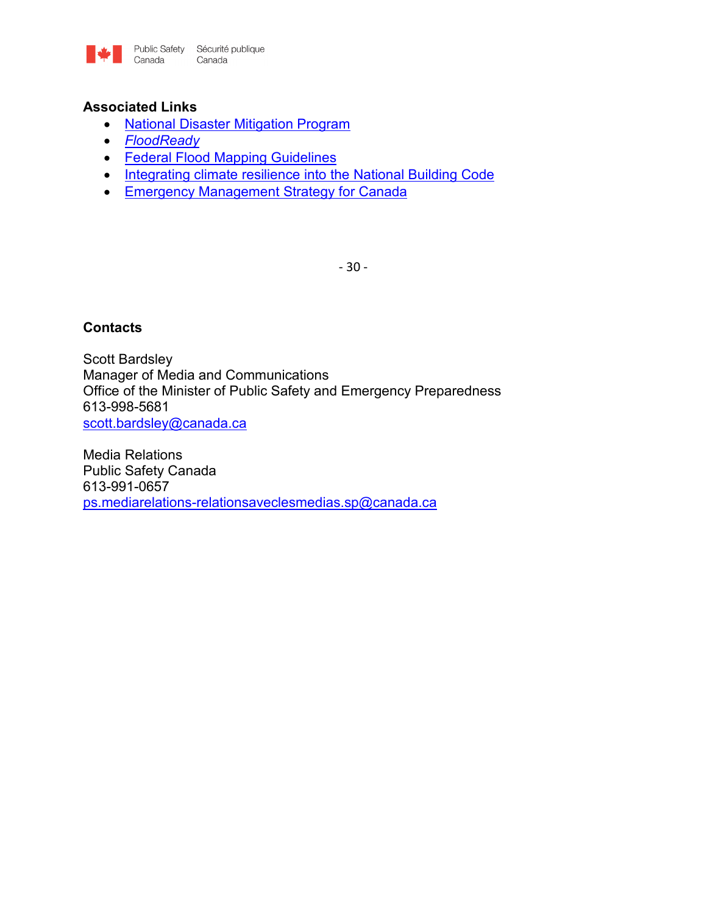### Associated Links

- National Disaster Mitigation Program
- *FloodReady*
- Federal Flood Mapping Guidelines
- Integrating climate resilience into the National Building Code
- Emergency Management Strategy for Canada

- 30 -

### Contacts

Scott Bardsley
Manager of Media and Communications
Office of the Minister of Public Safety and Emergency Preparedness
613-998-5681
scott.bardsley@canada.ca

Media Relations
Public Safety Canada
613-991-0657
ps.mediarelations-relationsaveclesmedias.sp@canada.ca